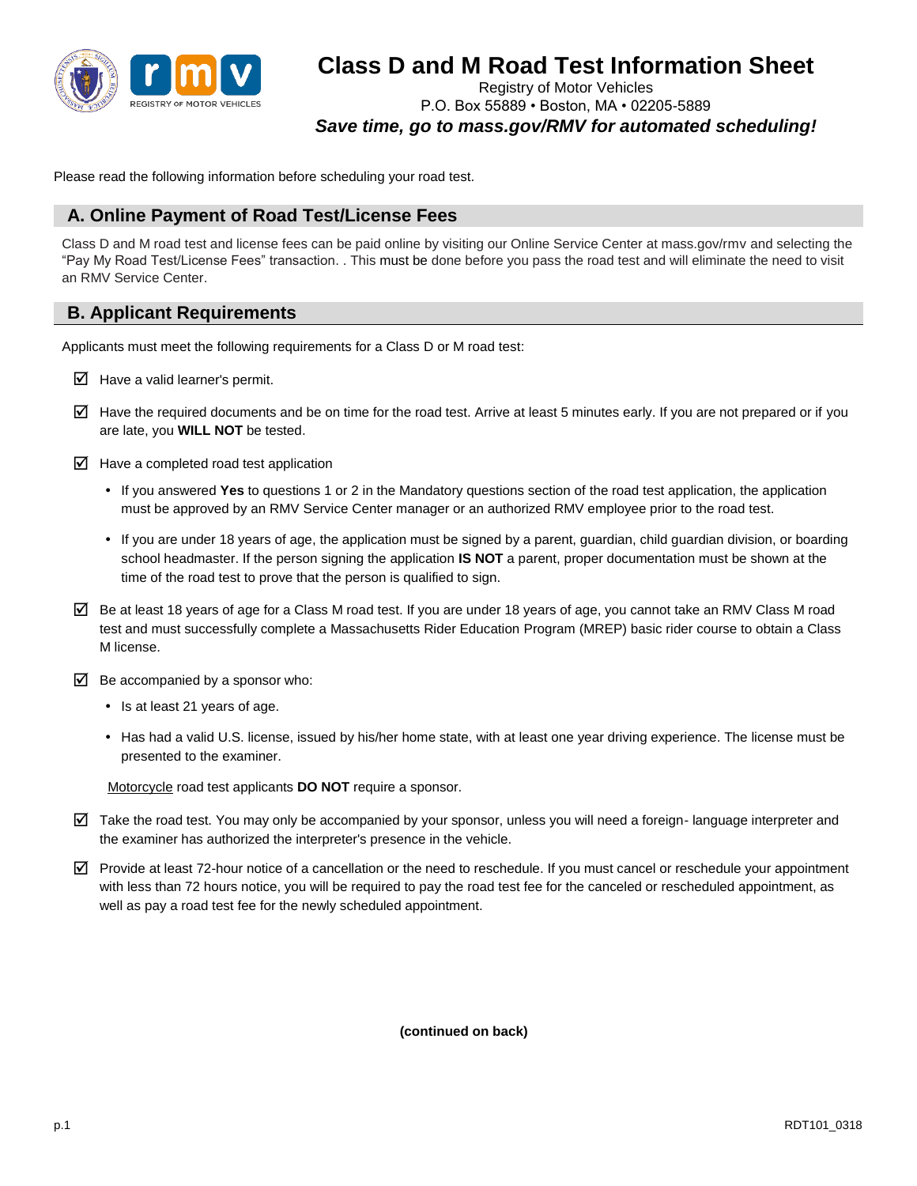# Class D and M Road Test Information Sheet

Registry of Motor Vehicles
P.O. Box 55889 • Boston, MA • 02205-5889

***Save time, go to mass.gov/RMV for automated scheduling!***

Please read the following information before scheduling your road test.

## A. Online Payment of Road Test/License Fees

Class D and M road test and license fees can be paid online by visiting our Online Service Center at mass.gov/rmv and selecting the "Pay My Road Test/License Fees" transaction. . This must be done before you pass the road test and will eliminate the need to visit an RMV Service Center.

## B. Applicant Requirements

Applicants must meet the following requirements for a Class D or M road test:

- ☑ Have a valid learner's permit.
- ☑ Have the required documents and be on time for the road test. Arrive at least 5 minutes early. If you are not prepared or if you are late, you **WILL NOT** be tested.
- ☑ Have a completed road test application
  - If you answered **Yes** to questions 1 or 2 in the Mandatory questions section of the road test application, the application must be approved by an RMV Service Center manager or an authorized RMV employee prior to the road test.
  - If you are under 18 years of age, the application must be signed by a parent, guardian, child guardian division, or boarding school headmaster. If the person signing the application **IS NOT** a parent, proper documentation must be shown at the time of the road test to prove that the person is qualified to sign.
- ☑ Be at least 18 years of age for a Class M road test. If you are under 18 years of age, you cannot take an RMV Class M road test and must successfully complete a Massachusetts Rider Education Program (MREP) basic rider course to obtain a Class M license.
- ☑ Be accompanied by a sponsor who:
  - Is at least 21 years of age.
  - Has had a valid U.S. license, issued by his/her home state, with at least one year driving experience. The license must be presented to the examiner.

  Motorcycle road test applicants **DO NOT** require a sponsor.
- ☑ Take the road test. You may only be accompanied by your sponsor, unless you will need a foreign- language interpreter and the examiner has authorized the interpreter's presence in the vehicle.
- ☑ Provide at least 72-hour notice of a cancellation or the need to reschedule. If you must cancel or reschedule your appointment with less than 72 hours notice, you will be required to pay the road test fee for the canceled or rescheduled appointment, as well as pay a road test fee for the newly scheduled appointment.

**(continued on back)**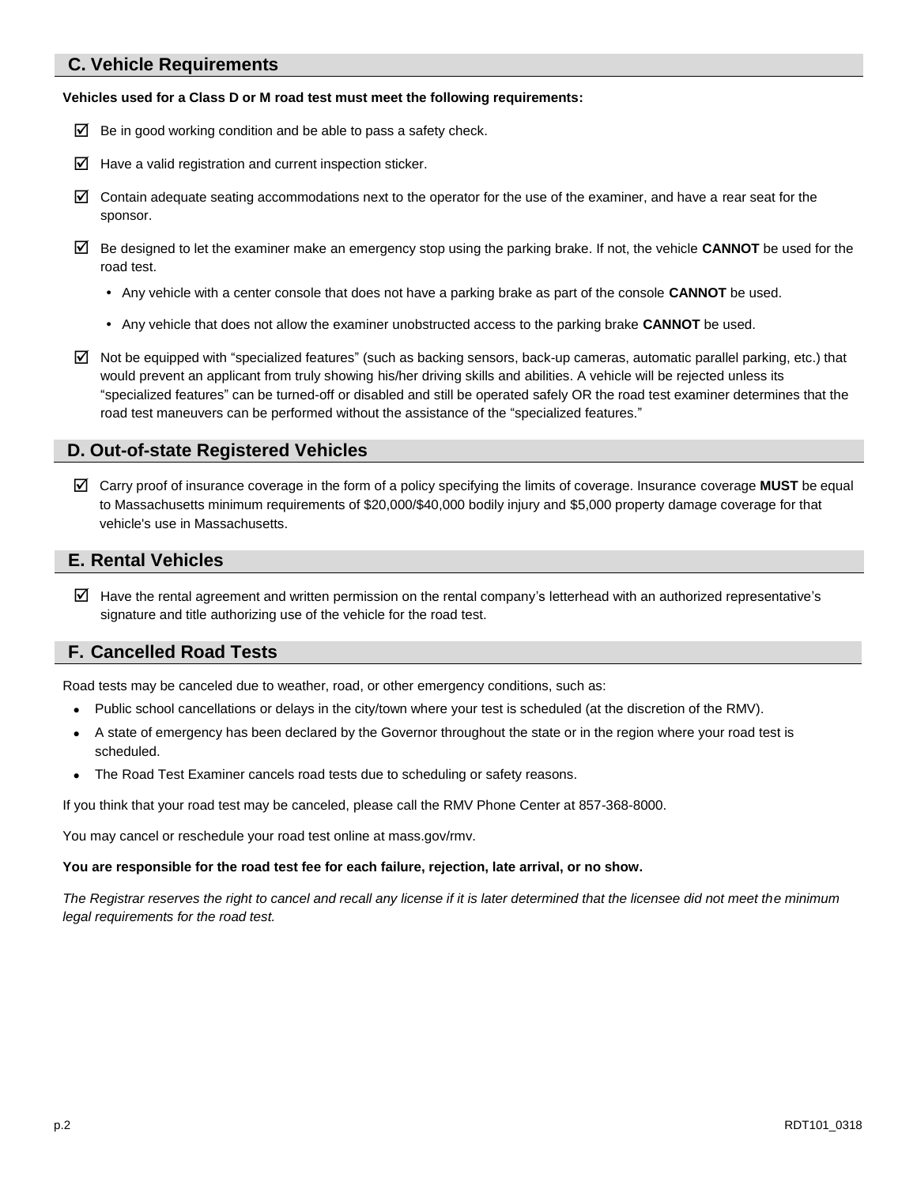## C. Vehicle Requirements

**Vehicles used for a Class D or M road test must meet the following requirements:**

- ☑ Be in good working condition and be able to pass a safety check.
- ☑ Have a valid registration and current inspection sticker.
- ☑ Contain adequate seating accommodations next to the operator for the use of the examiner, and have a rear seat for the sponsor.
- ☑ Be designed to let the examiner make an emergency stop using the parking brake. If not, the vehicle **CANNOT** be used for the road test.
  - Any vehicle with a center console that does not have a parking brake as part of the console **CANNOT** be used.
  - Any vehicle that does not allow the examiner unobstructed access to the parking brake **CANNOT** be used.
- ☑ Not be equipped with "specialized features" (such as backing sensors, back-up cameras, automatic parallel parking, etc.) that would prevent an applicant from truly showing his/her driving skills and abilities. A vehicle will be rejected unless its "specialized features" can be turned-off or disabled and still be operated safely OR the road test examiner determines that the road test maneuvers can be performed without the assistance of the "specialized features."

## D. Out-of-state Registered Vehicles

- ☑ Carry proof of insurance coverage in the form of a policy specifying the limits of coverage. Insurance coverage **MUST** be equal to Massachusetts minimum requirements of $20,000/$40,000 bodily injury and $5,000 property damage coverage for that vehicle's use in Massachusetts.

## E. Rental Vehicles

- ☑ Have the rental agreement and written permission on the rental company's letterhead with an authorized representative's signature and title authorizing use of the vehicle for the road test.

## F. Cancelled Road Tests

Road tests may be canceled due to weather, road, or other emergency conditions, such as:

- Public school cancellations or delays in the city/town where your test is scheduled (at the discretion of the RMV).
- A state of emergency has been declared by the Governor throughout the state or in the region where your road test is scheduled.
- The Road Test Examiner cancels road tests due to scheduling or safety reasons.

If you think that your road test may be canceled, please call the RMV Phone Center at 857-368-8000.

You may cancel or reschedule your road test online at mass.gov/rmv.

**You are responsible for the road test fee for each failure, rejection, late arrival, or no show.**

*The Registrar reserves the right to cancel and recall any license if it is later determined that the licensee did not meet the minimum legal requirements for the road test.*

RDT101_0318